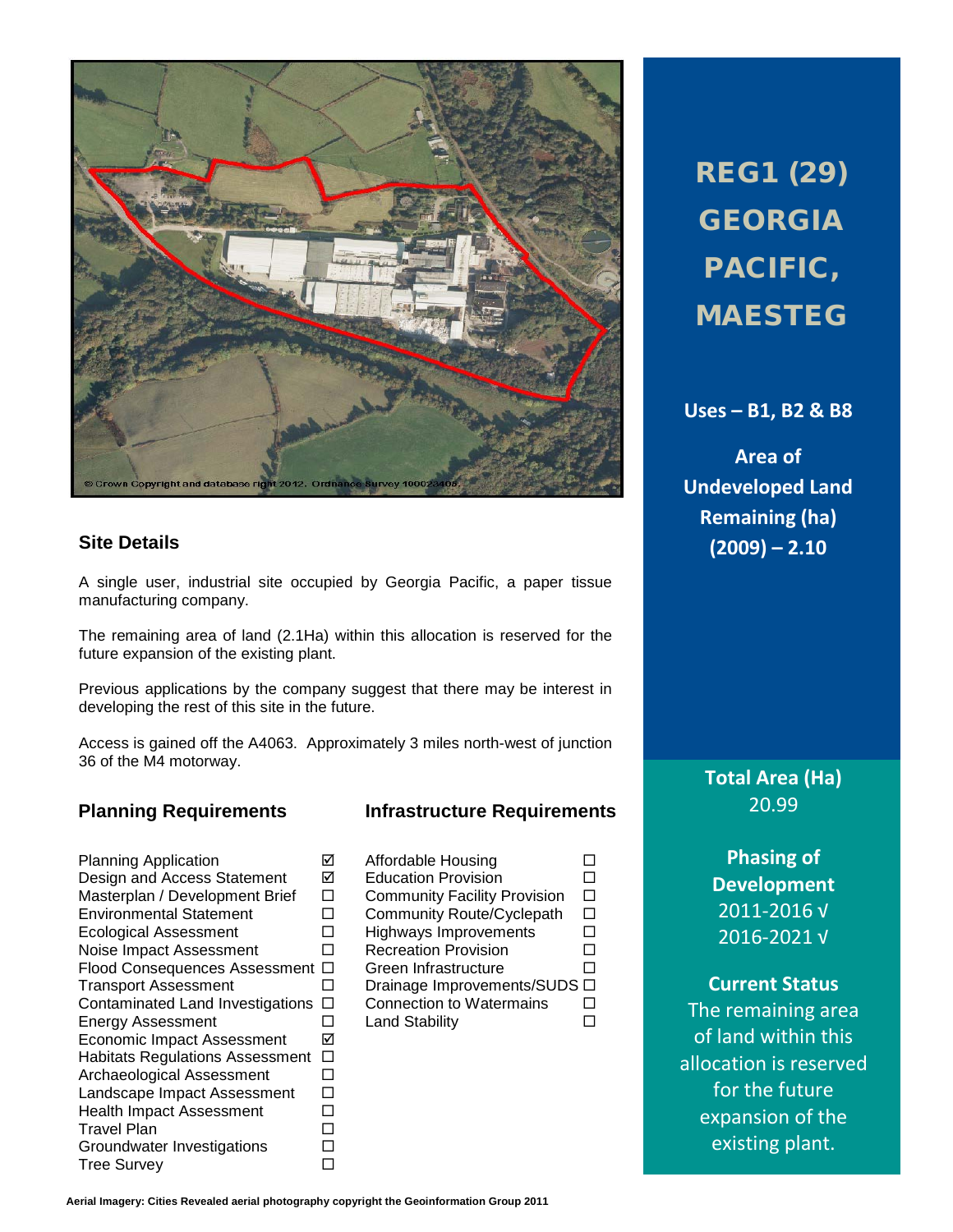# REG1 (29) GEORGIA PACIFIC, MAESTEG

**Uses – B1, B2 & B8**

**Area of Undeveloped Land Remaining (ha) (2009) – 2.10**

© Crown Copyright and database right 2012. Ordnance Survey 100023405.

## Site Details

A single user, industrial site occupied by Georgia Pacific, a paper tissue manufacturing company.

The remaining area of land (2.1Ha) within this allocation is reserved for the future expansion of the existing plant.

Previous applications by the company suggest that there may be interest in developing the rest of this site in the future.

Access is gained off the A4063. Approximately 3 miles north-west of junction 36 of the M4 motorway.

## Planning Requirements

| Requirement | |
|---|---|
| Planning Application | ☑ |
| Design and Access Statement | ☑ |
| Masterplan / Development Brief | ☐ |
| Environmental Statement | ☐ |
| Ecological Assessment | ☐ |
| Noise Impact Assessment | ☐ |
| Flood Consequences Assessment | ☐ |
| Transport Assessment | ☐ |
| Contaminated Land Investigations | ☐ |
| Energy Assessment | ☐ |
| Economic Impact Assessment | ☑ |
| Habitats Regulations Assessment | ☐ |
| Archaeological Assessment | ☐ |
| Landscape Impact Assessment | ☐ |
| Health Impact Assessment | ☐ |
| Travel Plan | ☐ |
| Groundwater Investigations | ☐ |
| Tree Survey | ☐ |

## Infrastructure Requirements

| Requirement | |
|---|---|
| Affordable Housing | ☐ |
| Education Provision | ☐ |
| Community Facility Provision | ☐ |
| Community Route/Cyclepath | ☐ |
| Highways Improvements | ☐ |
| Recreation Provision | ☐ |
| Green Infrastructure | ☐ |
| Drainage Improvements/SUDS | ☐ |
| Connection to Watermains | ☐ |
| Land Stability | ☐ |

**Total Area (Ha)**
20.99

**Phasing of Development**
2011-2016 √
2016-2021 √

**Current Status**
The remaining area of land within this allocation is reserved for the future expansion of the existing plant.

**Aerial Imagery: Cities Revealed aerial photography copyright the Geoinformation Group 2011**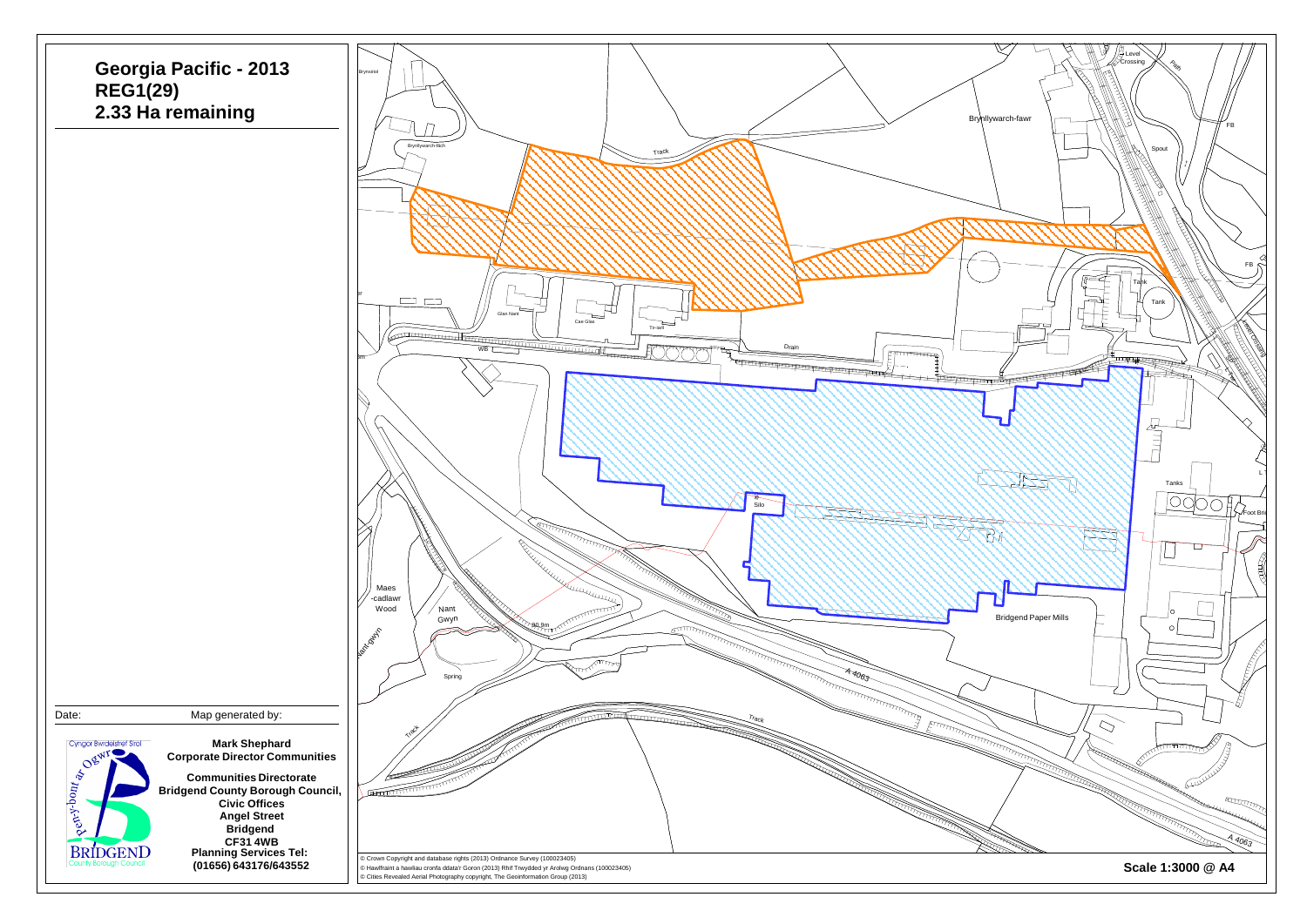# Georgia Pacific - 2013
# REG1(29)
# 2.33 Ha remaining

Date:

Map generated by:

Cyngor Bwrdeistref Sirol Pen-y-bont ar Ogwr

BRIDGEND County Borough Council

**Mark Shephard**
**Corporate Director Communities**

**Communities Directorate**
**Bridgend County Borough Council,**
**Civic Offices**
**Angel Street**
**Bridgend**
**CF31 4WB**
**Planning Services Tel:**
**(01656) 643176/643552**

Brynllywarch-fawr
Brynllywarch-fach
Track
Level Crossing
Path
FB
Spout
Tank
Tank
Glan Nant
Cae Glas
Tir-lafl
WB
Drain
Tanks
Foot Bri
Silo
Maes -cadlawr Wood
Nant Gwyn
Nant-gwyn
80.9m
Spring
A 4063
Bridgend Paper Mills
Track
Track
A 4063

© Crown Copyright and database rights (2013) Ordnance Survey (100023405)
© Hawlfraint a hawliau cronfa ddata'r Goron (2013) Rhif Trwydded yr Arolwg Ordnans (100023405)
© Cities Revealed Aerial Photography copyright, The Geoinformation Group (2013)

**Scale 1:3000 @ A4**